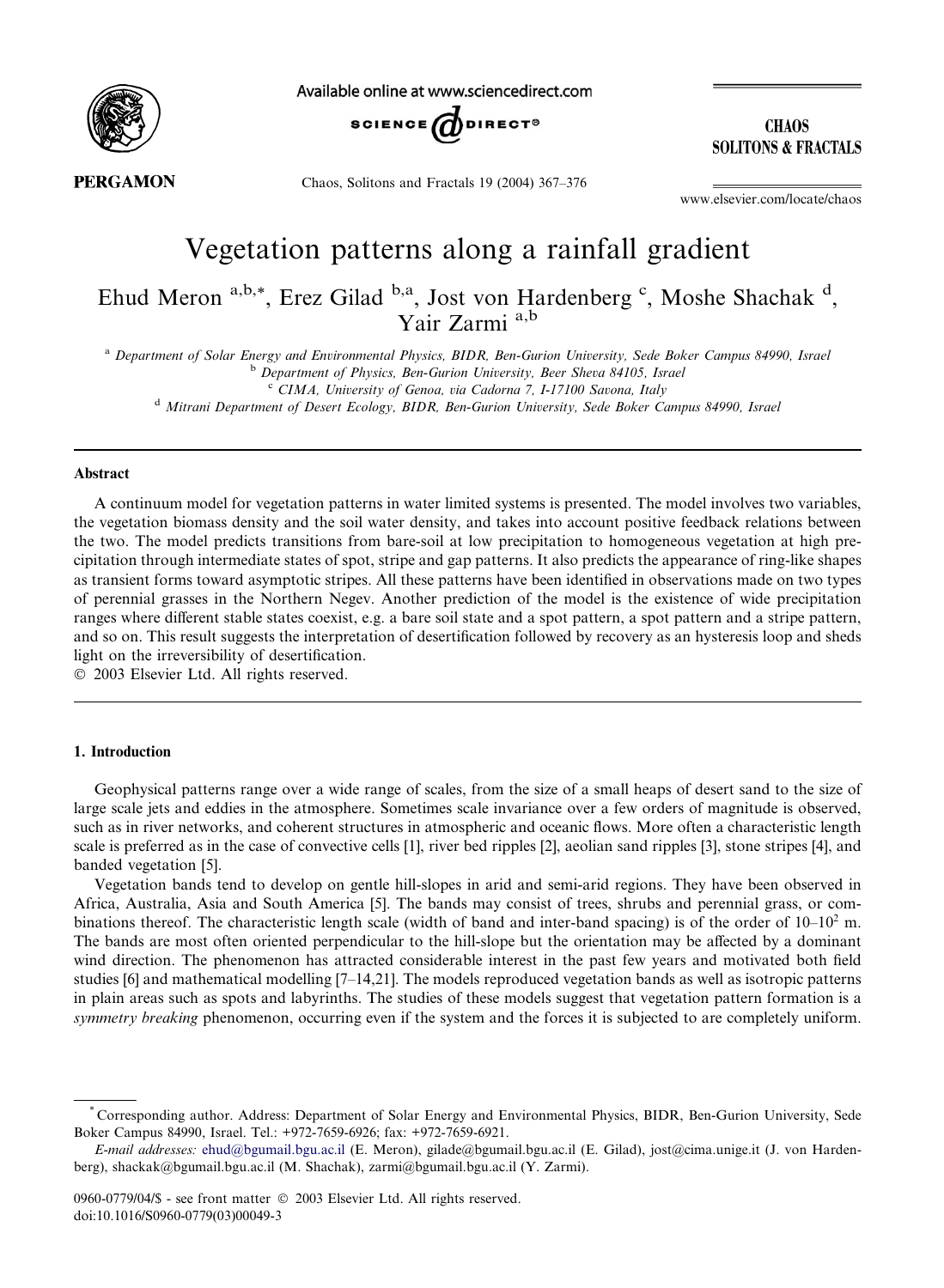# Vegetation patterns along a rainfall gradient

Ehud Meron [a,b,*], Erez Gilad [b,a], Jost von Hardenberg [c], Moshe Shachak [d], Yair Zarmi [a,b]

[a] Department of Solar Energy and Environmental Physics, BIDR, Ben-Gurion University, Sede Boker Campus 84990, Israel

[b] Department of Physics, Ben-Gurion University, Beer Sheva 84105, Israel

[c] CIMA, University of Genoa, via Cadorna 7, I-17100 Savona, Italy

[d] Mitrani Department of Desert Ecology, BIDR, Ben-Gurion University, Sede Boker Campus 84990, Israel

## Abstract

A continuum model for vegetation patterns in water limited systems is presented. The model involves two variables, the vegetation biomass density and the soil water density, and takes into account positive feedback relations between the two. The model predicts transitions from bare-soil at low precipitation to homogeneous vegetation at high precipitation through intermediate states of spot, stripe and gap patterns. It also predicts the appearance of ring-like shapes as transient forms toward asymptotic stripes. All these patterns have been identified in observations made on two types of perennial grasses in the Northern Negev. Another prediction of the model is the existence of wide precipitation ranges where different stable states coexist, e.g. a bare soil state and a spot pattern, a spot pattern and a stripe pattern, and so on. This result suggests the interpretation of desertification followed by recovery as an hysteresis loop and sheds light on the irreversibility of desertification.

© 2003 Elsevier Ltd. All rights reserved.

## 1. Introduction

Geophysical patterns range over a wide range of scales, from the size of a small heaps of desert sand to the size of large scale jets and eddies in the atmosphere. Sometimes scale invariance over a few orders of magnitude is observed, such as in river networks, and coherent structures in atmospheric and oceanic flows. More often a characteristic length scale is preferred as in the case of convective cells [1], river bed ripples [2], aeolian sand ripples [3], stone stripes [4], and banded vegetation [5].

Vegetation bands tend to develop on gentle hill-slopes in arid and semi-arid regions. They have been observed in Africa, Australia, Asia and South America [5]. The bands may consist of trees, shrubs and perennial grass, or combinations thereof. The characteristic length scale (width of band and inter-band spacing) is of the order of $10$–$10^2$ m. The bands are most often oriented perpendicular to the hill-slope but the orientation may be affected by a dominant wind direction. The phenomenon has attracted considerable interest in the past few years and motivated both field studies [6] and mathematical modelling [7–14,21]. The models reproduced vegetation bands as well as isotropic patterns in plain areas such as spots and labyrinths. The studies of these models suggest that vegetation pattern formation is a *symmetry breaking* phenomenon, occurring even if the system and the forces it is subjected to are completely uniform.

---

* Corresponding author. Address: Department of Solar Energy and Environmental Physics, BIDR, Ben-Gurion University, Sede Boker Campus 84990, Israel. Tel.: +972-7659-6926; fax: +972-7659-6921.

*E-mail addresses:* ehud@bgumail.bgu.ac.il (E. Meron), gilade@bgumail.bgu.ac.il (E. Gilad), jost@cima.unige.it (J. von Hardenberg), shackak@bgumail.bgu.ac.il (M. Shachak), zarmi@bgumail.bgu.ac.il (Y. Zarmi).

0960-0779/04/$ - see front matter © 2003 Elsevier Ltd. All rights reserved.
doi:10.1016/S0960-0779(03)00049-3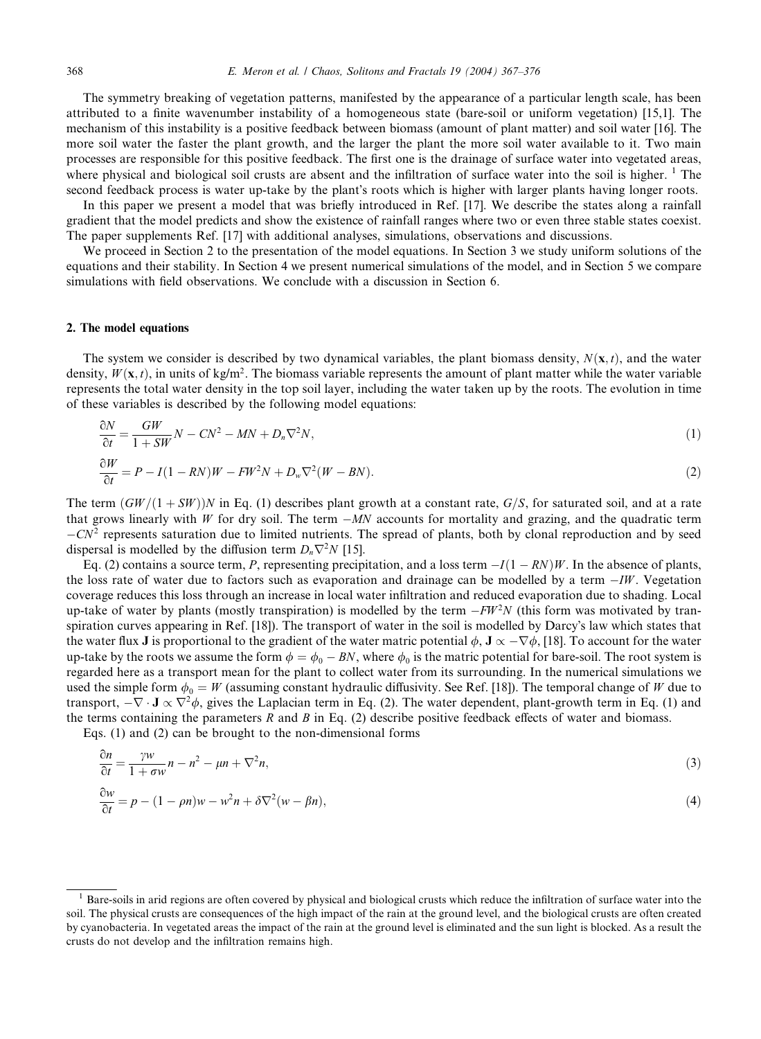The symmetry breaking of vegetation patterns, manifested by the appearance of a particular length scale, has been attributed to a finite wavenumber instability of a homogeneous state (bare-soil or uniform vegetation) [15,1]. The mechanism of this instability is a positive feedback between biomass (amount of plant matter) and soil water [16]. The more soil water the faster the plant growth, and the larger the plant the more soil water available to it. Two main processes are responsible for this positive feedback. The first one is the drainage of surface water into vegetated areas, where physical and biological soil crusts are absent and the infiltration of surface water into the soil is higher. [1] The second feedback process is water up-take by the plant's roots which is higher with larger plants having longer roots.

In this paper we present a model that was briefly introduced in Ref. [17]. We describe the states along a rainfall gradient that the model predicts and show the existence of rainfall ranges where two or even three stable states coexist. The paper supplements Ref. [17] with additional analyses, simulations, observations and discussions.

We proceed in Section 2 to the presentation of the model equations. In Section 3 we study uniform solutions of the equations and their stability. In Section 4 we present numerical simulations of the model, and in Section 5 we compare simulations with field observations. We conclude with a discussion in Section 6.

## 2. The model equations

The system we consider is described by two dynamical variables, the plant biomass density, $N(\mathbf{x}, t)$, and the water density, $W(\mathbf{x}, t)$, in units of kg/m$^2$. The biomass variable represents the amount of plant matter while the water variable represents the total water density in the top soil layer, including the water taken up by the roots. The evolution in time of these variables is described by the following model equations:

$$\frac{\partial N}{\partial t} = \frac{GW}{1 + SW} N - CN^2 - MN + D_n \nabla^2 N, \tag{1}$$

$$\frac{\partial W}{\partial t} = P - I(1 - RN)W - FW^2 N + D_w \nabla^2 (W - BN). \tag{2}$$

The term $(GW/(1 + SW))N$ in Eq. (1) describes plant growth at a constant rate, $G/S$, for saturated soil, and at a rate that grows linearly with $W$ for dry soil. The term $-MN$ accounts for mortality and grazing, and the quadratic term $-CN^2$ represents saturation due to limited nutrients. The spread of plants, both by clonal reproduction and by seed dispersal is modelled by the diffusion term $D_n \nabla^2 N$ [15].

Eq. (2) contains a source term, $P$, representing precipitation, and a loss term $-I(1 - RN)W$. In the absence of plants, the loss rate of water due to factors such as evaporation and drainage can be modelled by a term $-IW$. Vegetation coverage reduces this loss through an increase in local water infiltration and reduced evaporation due to shading. Local up-take of water by plants (mostly transpiration) is modelled by the term $-FW^2 N$ (this form was motivated by transpiration curves appearing in Ref. [18]). The transport of water in the soil is modelled by Darcy's law which states that the water flux $\mathbf{J}$ is proportional to the gradient of the water matric potential $\phi$, $\mathbf{J} \propto -\nabla\phi$, [18]. To account for the water up-take by the roots we assume the form $\phi = \phi_0 - BN$, where $\phi_0$ is the matric potential for bare-soil. The root system is regarded here as a transport mean for the plant to collect water from its surrounding. In the numerical simulations we used the simple form $\phi_0 = W$ (assuming constant hydraulic diffusivity. See Ref. [18]). The temporal change of $W$ due to transport, $-\nabla \cdot \mathbf{J} \propto \nabla^2 \phi$, gives the Laplacian term in Eq. (2). The water dependent, plant-growth term in Eq. (1) and the terms containing the parameters $R$ and $B$ in Eq. (2) describe positive feedback effects of water and biomass.

Eqs. (1) and (2) can be brought to the non-dimensional forms

$$\frac{\partial n}{\partial t} = \frac{\gamma w}{1 + \sigma w} n - n^2 - \mu n + \nabla^2 n, \tag{3}$$

$$\frac{\partial w}{\partial t} = p - (1 - \rho n)w - w^2 n + \delta \nabla^2 (w - \beta n), \tag{4}$$

---

[1] Bare-soils in arid regions are often covered by physical and biological crusts which reduce the infiltration of surface water into the soil. The physical crusts are consequences of the high impact of the rain at the ground level, and the biological crusts are often created by cyanobacteria. In vegetated areas the impact of the rain at the ground level is eliminated and the sun light is blocked. As a result the crusts do not develop and the infiltration remains high.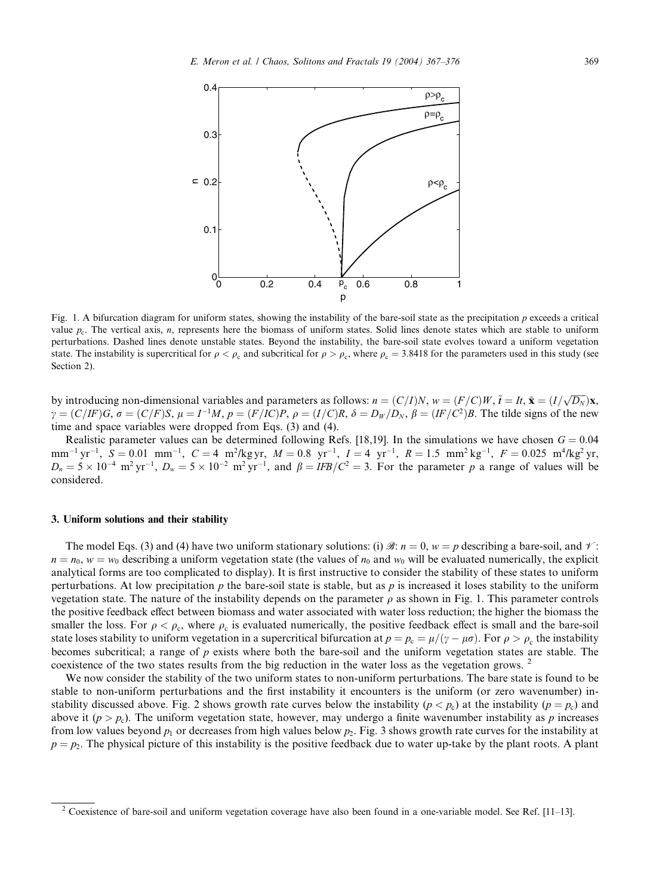Fig. 1. A bifurcation diagram for uniform states, showing the instability of the bare-soil state as the precipitation $p$ exceeds a critical value $p_c$. The vertical axis, $n$, represents here the biomass of uniform states. Solid lines denote states which are stable to uniform perturbations. Dashed lines denote unstable states. Beyond the instability, the bare-soil state evolves toward a uniform vegetation state. The instability is supercritical for $\rho < \rho_c$ and subcritical for $\rho > \rho_c$, where $\rho_c = 3.8418$ for the parameters used in this study (see Section 2).

by introducing non-dimensional variables and parameters as follows: $n = (C/I)N$, $w = (F/C)W$, $\tilde{t} = It$, $\tilde{\mathbf{x}} = (I/\sqrt{D_N})\mathbf{x}$, $\gamma = (C/IF)G$, $\sigma = (C/F)S$, $\mu = I^{-1}M$, $p = (F/IC)P$, $\rho = (I/C)R$, $\delta = D_W/D_N$, $\beta = (IF/C^2)B$. The tilde signs of the new time and space variables were dropped from Eqs. (3) and (4).

Realistic parameter values can be determined following Refs. [18,19]. In the simulations we have chosen $G = 0.04$ $\text{mm}^{-1}\,\text{yr}^{-1}$, $S = 0.01$ $\text{mm}^{-1}$, $C = 4$ $\text{m}^2/\text{kg yr}$, $M = 0.8$ $\text{yr}^{-1}$, $I = 4$ $\text{yr}^{-1}$, $R = 1.5$ $\text{mm}^2\,\text{kg}^{-1}$, $F = 0.025$ $\text{m}^4/\text{kg}^2\,\text{yr}$, $D_n = 5 \times 10^{-4}$ $\text{m}^2\,\text{yr}^{-1}$, $D_w = 5 \times 10^{-2}$ $\text{m}^2\,\text{yr}^{-1}$, and $\beta = IFB/C^2 = 3$. For the parameter $p$ a range of values will be considered.

## 3. Uniform solutions and their stability

The model Eqs. (3) and (4) have two uniform stationary solutions: (i) $\mathscr{B}$: $n = 0$, $w = p$ describing a bare-soil, and $\mathscr{V}$: $n = n_0$, $w = w_0$ describing a uniform vegetation state (the values of $n_0$ and $w_0$ will be evaluated numerically, the explicit analytical forms are too complicated to display). It is first instructive to consider the stability of these states to uniform perturbations. At low precipitation $p$ the bare-soil state is stable, but as $p$ is increased it loses stability to the uniform vegetation state. The nature of the instability depends on the parameter $\rho$ as shown in Fig. 1. This parameter controls the positive feedback effect between biomass and water associated with water loss reduction; the higher the biomass the smaller the loss. For $\rho < \rho_c$, where $\rho_c$ is evaluated numerically, the positive feedback effect is small and the bare-soil state loses stability to uniform vegetation in a supercritical bifurcation at $p = p_c = \mu/(\gamma - \mu\sigma)$. For $\rho > \rho_c$ the instability becomes subcritical; a range of $p$ exists where both the bare-soil and the uniform vegetation states are stable. The coexistence of the two states results from the big reduction in the water loss as the vegetation grows. [2]

We now consider the stability of the two uniform states to non-uniform perturbations. The bare state is found to be stable to non-uniform perturbations and the first instability it encounters is the uniform (or zero wavenumber) instability discussed above. Fig. 2 shows growth rate curves below the instability ($p < p_c$) at the instability ($p = p_c$) and above it ($p > p_c$). The uniform vegetation state, however, may undergo a finite wavenumber instability as $p$ increases from low values beyond $p_1$ or decreases from high values below $p_2$. Fig. 3 shows growth rate curves for the instability at $p = p_2$. The physical picture of this instability is the positive feedback due to water up-take by the plant roots. A plant

[2] Coexistence of bare-soil and uniform vegetation coverage have also been found in a one-variable model. See Ref. [11–13].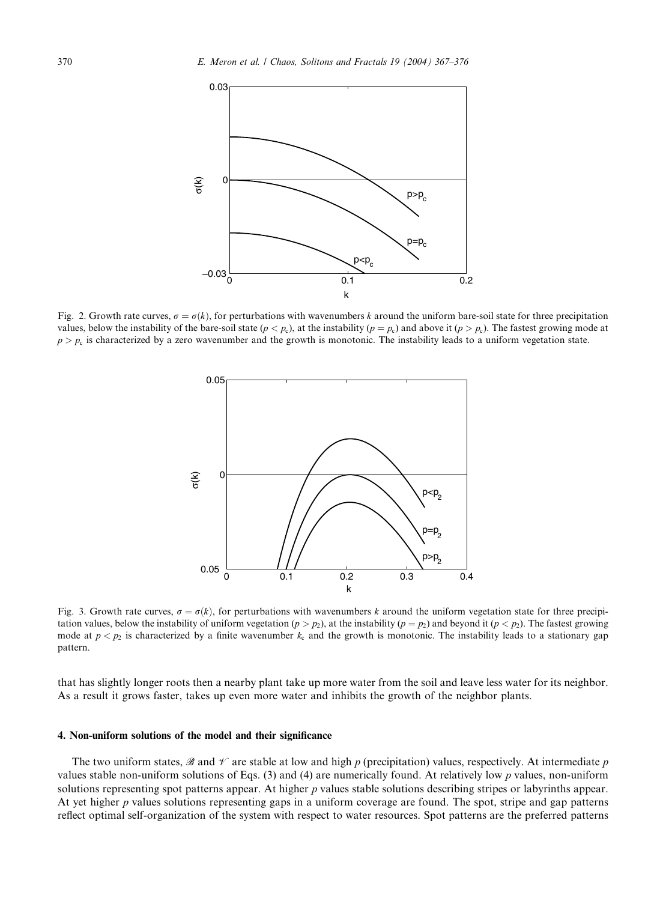Fig. 2. Growth rate curves, $\sigma = \sigma(k)$, for perturbations with wavenumbers $k$ around the uniform bare-soil state for three precipitation values, below the instability of the bare-soil state ($p < p_c$), at the instability ($p = p_c$) and above it ($p > p_c$). The fastest growing mode at $p > p_c$ is characterized by a zero wavenumber and the growth is monotonic. The instability leads to a uniform vegetation state.

Fig. 3. Growth rate curves, $\sigma = \sigma(k)$, for perturbations with wavenumbers $k$ around the uniform vegetation state for three precipitation values, below the instability of uniform vegetation ($p > p_2$), at the instability ($p = p_2$) and beyond it ($p < p_2$). The fastest growing mode at $p < p_2$ is characterized by a finite wavenumber $k_c$ and the growth is monotonic. The instability leads to a stationary gap pattern.

that has slightly longer roots then a nearby plant take up more water from the soil and leave less water for its neighbor. As a result it grows faster, takes up even more water and inhibits the growth of the neighbor plants.

## 4. Non-uniform solutions of the model and their significance

The two uniform states, $\mathscr{B}$ and $\mathscr{V}$ are stable at low and high $p$ (precipitation) values, respectively. At intermediate $p$ values stable non-uniform solutions of Eqs. (3) and (4) are numerically found. At relatively low $p$ values, non-uniform solutions representing spot patterns appear. At higher $p$ values stable solutions describing stripes or labyrinths appear. At yet higher $p$ values solutions representing gaps in a uniform coverage are found. The spot, stripe and gap patterns reflect optimal self-organization of the system with respect to water resources. Spot patterns are the preferred patterns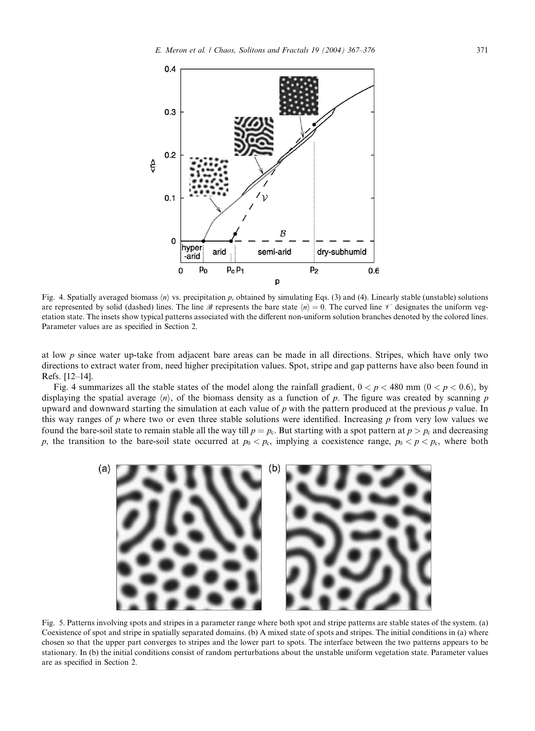Fig. 4. Spatially averaged biomass $\langle n \rangle$ vs. precipitation $p$, obtained by simulating Eqs. (3) and (4). Linearly stable (unstable) solutions are represented by solid (dashed) lines. The line $\mathscr{B}$ represents the bare state $\langle n \rangle = 0$. The curved line $\mathscr{V}$ designates the uniform vegetation state. The insets show typical patterns associated with the different non-uniform solution branches denoted by the colored lines. Parameter values are as specified in Section 2.

at low $p$ since water up-take from adjacent bare areas can be made in all directions. Stripes, which have only two directions to extract water from, need higher precipitation values. Spot, stripe and gap patterns have also been found in Refs. [12–14].

Fig. 4 summarizes all the stable states of the model along the rainfall gradient, $0 < p < 480$ mm ($0 < p < 0.6$), by displaying the spatial average $\langle n \rangle$, of the biomass density as a function of $p$. The figure was created by scanning $p$ upward and downward starting the simulation at each value of $p$ with the pattern produced at the previous $p$ value. In this way ranges of $p$ where two or even three stable solutions were identified. Increasing $p$ from very low values we found the bare-soil state to remain stable all the way till $p = p_c$. But starting with a spot pattern at $p > p_c$ and decreasing $p$, the transition to the bare-soil state occurred at $p_0 < p_c$, implying a coexistence range, $p_0 < p < p_c$, where both

Fig. 5. Patterns involving spots and stripes in a parameter range where both spot and stripe patterns are stable states of the system. (a) Coexistence of spot and stripe in spatially separated domains. (b) A mixed state of spots and stripes. The initial conditions in (a) where chosen so that the upper part converges to stripes and the lower part to spots. The interface between the two patterns appears to be stationary. In (b) the initial conditions consist of random perturbations about the unstable uniform vegetation state. Parameter values are as specified in Section 2.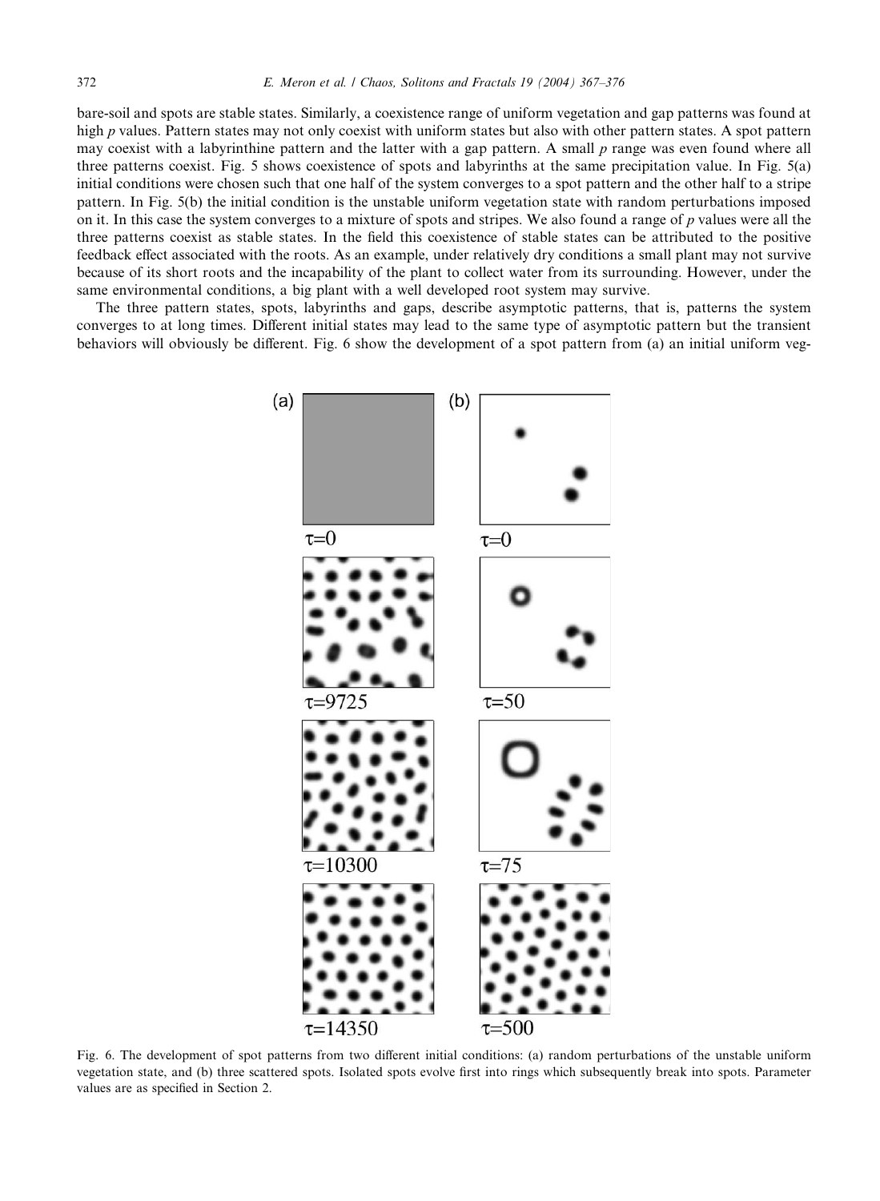bare-soil and spots are stable states. Similarly, a coexistence range of uniform vegetation and gap patterns was found at high $p$ values. Pattern states may not only coexist with uniform states but also with other pattern states. A spot pattern may coexist with a labyrinthine pattern and the latter with a gap pattern. A small $p$ range was even found where all three patterns coexist. Fig. 5 shows coexistence of spots and labyrinths at the same precipitation value. In Fig. 5(a) initial conditions were chosen such that one half of the system converges to a spot pattern and the other half to a stripe pattern. In Fig. 5(b) the initial condition is the unstable uniform vegetation state with random perturbations imposed on it. In this case the system converges to a mixture of spots and stripes. We also found a range of $p$ values were all the three patterns coexist as stable states. In the field this coexistence of stable states can be attributed to the positive feedback effect associated with the roots. As an example, under relatively dry conditions a small plant may not survive because of its short roots and the incapability of the plant to collect water from its surrounding. However, under the same environmental conditions, a big plant with a well developed root system may survive.

The three pattern states, spots, labyrinths and gaps, describe asymptotic patterns, that is, patterns the system converges to at long times. Different initial states may lead to the same type of asymptotic pattern but the transient behaviors will obviously be different. Fig. 6 show the development of a spot pattern from (a) an initial uniform veg-

Fig. 6. The development of spot patterns from two different initial conditions: (a) random perturbations of the unstable uniform vegetation state, and (b) three scattered spots. Isolated spots evolve first into rings which subsequently break into spots. Parameter values are as specified in Section 2.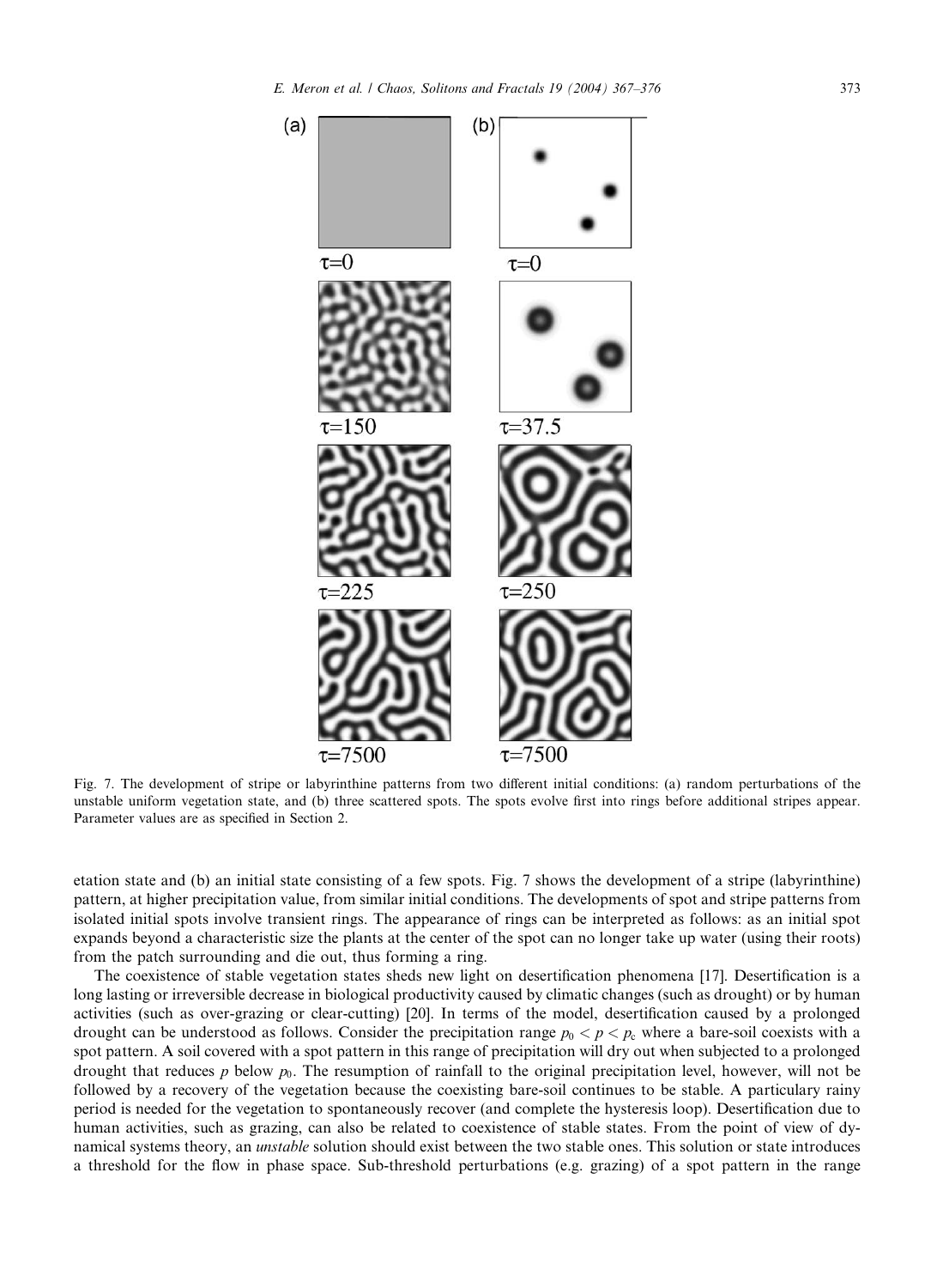(a)

τ=0

τ=150

τ=225

τ=7500

(b)

τ=0

τ=37.5

τ=250

τ=7500

Fig. 7. The development of stripe or labyrinthine patterns from two different initial conditions: (a) random perturbations of the unstable uniform vegetation state, and (b) three scattered spots. The spots evolve first into rings before additional stripes appear. Parameter values are as specified in Section 2.

etation state and (b) an initial state consisting of a few spots. Fig. 7 shows the development of a stripe (labyrinthine) pattern, at higher precipitation value, from similar initial conditions. The developments of spot and stripe patterns from isolated initial spots involve transient rings. The appearance of rings can be interpreted as follows: as an initial spot expands beyond a characteristic size the plants at the center of the spot can no longer take up water (using their roots) from the patch surrounding and die out, thus forming a ring.

The coexistence of stable vegetation states sheds new light on desertification phenomena [17]. Desertification is a long lasting or irreversible decrease in biological productivity caused by climatic changes (such as drought) or by human activities (such as over-grazing or clear-cutting) [20]. In terms of the model, desertification caused by a prolonged drought can be understood as follows. Consider the precipitation range $p_0 < p < p_c$ where a bare-soil coexists with a spot pattern. A soil covered with a spot pattern in this range of precipitation will dry out when subjected to a prolonged drought that reduces $p$ below $p_0$. The resumption of rainfall to the original precipitation level, however, will not be followed by a recovery of the vegetation because the coexisting bare-soil continues to be stable. A particulary rainy period is needed for the vegetation to spontaneously recover (and complete the hysteresis loop). Desertification due to human activities, such as grazing, can also be related to coexistence of stable states. From the point of view of dynamical systems theory, an *unstable* solution should exist between the two stable ones. This solution or state introduces a threshold for the flow in phase space. Sub-threshold perturbations (e.g. grazing) of a spot pattern in the range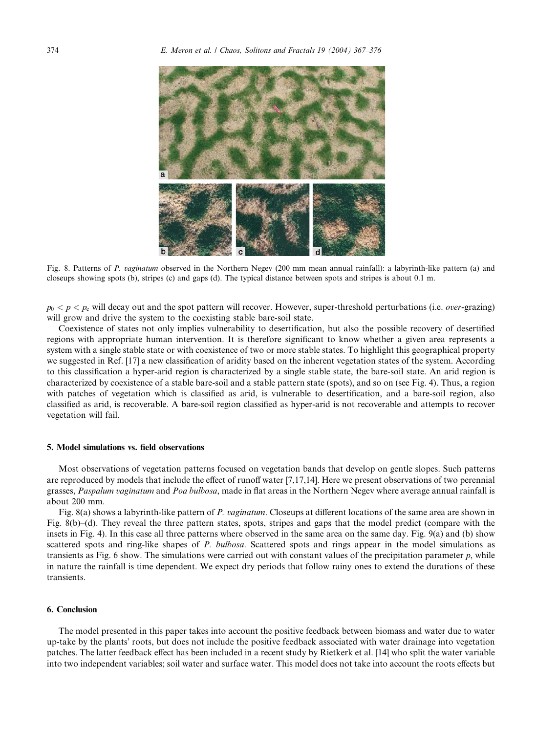Fig. 8. Patterns of *P. vaginatum* observed in the Northern Negev (200 mm mean annual rainfall): a labyrinth-like pattern (a) and closeups showing spots (b), stripes (c) and gaps (d). The typical distance between spots and stripes is about 0.1 m.

$p_0 < p < p_c$ will decay out and the spot pattern will recover. However, super-threshold perturbations (i.e. *over*-grazing) will grow and drive the system to the coexisting stable bare-soil state.

Coexistence of states not only implies vulnerability to desertification, but also the possible recovery of desertified regions with appropriate human intervention. It is therefore significant to know whether a given area represents a system with a single stable state or with coexistence of two or more stable states. To highlight this geographical property we suggested in Ref. [17] a new classification of aridity based on the inherent vegetation states of the system. According to this classification a hyper-arid region is characterized by a single stable state, the bare-soil state. An arid region is characterized by coexistence of a stable bare-soil and a stable pattern state (spots), and so on (see Fig. 4). Thus, a region with patches of vegetation which is classified as arid, is vulnerable to desertification, and a bare-soil region, also classified as arid, is recoverable. A bare-soil region classified as hyper-arid is not recoverable and attempts to recover vegetation will fail.

## 5. Model simulations vs. field observations

Most observations of vegetation patterns focused on vegetation bands that develop on gentle slopes. Such patterns are reproduced by models that include the effect of runoff water [7,17,14]. Here we present observations of two perennial grasses, *Paspalum vaginatum* and *Poa bulbosa*, made in flat areas in the Northern Negev where average annual rainfall is about 200 mm.

Fig. 8(a) shows a labyrinth-like pattern of *P. vaginatum*. Closeups at different locations of the same area are shown in Fig. 8(b)–(d). They reveal the three pattern states, spots, stripes and gaps that the model predict (compare with the insets in Fig. 4). In this case all three patterns where observed in the same area on the same day. Fig. 9(a) and (b) show scattered spots and ring-like shapes of *P. bulbosa*. Scattered spots and rings appear in the model simulations as transients as Fig. 6 show. The simulations were carried out with constant values of the precipitation parameter $p$, while in nature the rainfall is time dependent. We expect dry periods that follow rainy ones to extend the durations of these transients.

## 6. Conclusion

The model presented in this paper takes into account the positive feedback between biomass and water due to water up-take by the plants' roots, but does not include the positive feedback associated with water drainage into vegetation patches. The latter feedback effect has been included in a recent study by Rietkerk et al. [14] who split the water variable into two independent variables; soil water and surface water. This model does not take into account the roots effects but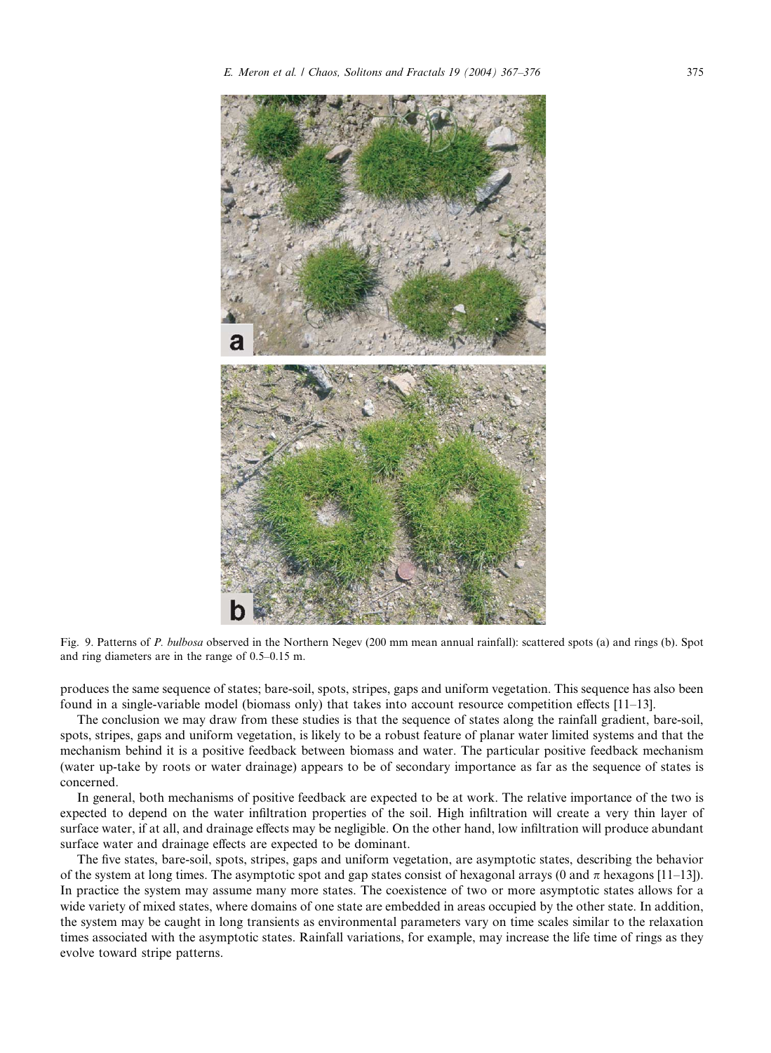Fig. 9. Patterns of *P. bulbosa* observed in the Northern Negev (200 mm mean annual rainfall): scattered spots (a) and rings (b). Spot and ring diameters are in the range of 0.5–0.15 m.

produces the same sequence of states; bare-soil, spots, stripes, gaps and uniform vegetation. This sequence has also been found in a single-variable model (biomass only) that takes into account resource competition effects [11–13].

The conclusion we may draw from these studies is that the sequence of states along the rainfall gradient, bare-soil, spots, stripes, gaps and uniform vegetation, is likely to be a robust feature of planar water limited systems and that the mechanism behind it is a positive feedback between biomass and water. The particular positive feedback mechanism (water up-take by roots or water drainage) appears to be of secondary importance as far as the sequence of states is concerned.

In general, both mechanisms of positive feedback are expected to be at work. The relative importance of the two is expected to depend on the water infiltration properties of the soil. High infiltration will create a very thin layer of surface water, if at all, and drainage effects may be negligible. On the other hand, low infiltration will produce abundant surface water and drainage effects are expected to be dominant.

The five states, bare-soil, spots, stripes, gaps and uniform vegetation, are asymptotic states, describing the behavior of the system at long times. The asymptotic spot and gap states consist of hexagonal arrays (0 and $\pi$ hexagons [11–13]). In practice the system may assume many more states. The coexistence of two or more asymptotic states allows for a wide variety of mixed states, where domains of one state are embedded in areas occupied by the other state. In addition, the system may be caught in long transients as environmental parameters vary on time scales similar to the relaxation times associated with the asymptotic states. Rainfall variations, for example, may increase the life time of rings as they evolve toward stripe patterns.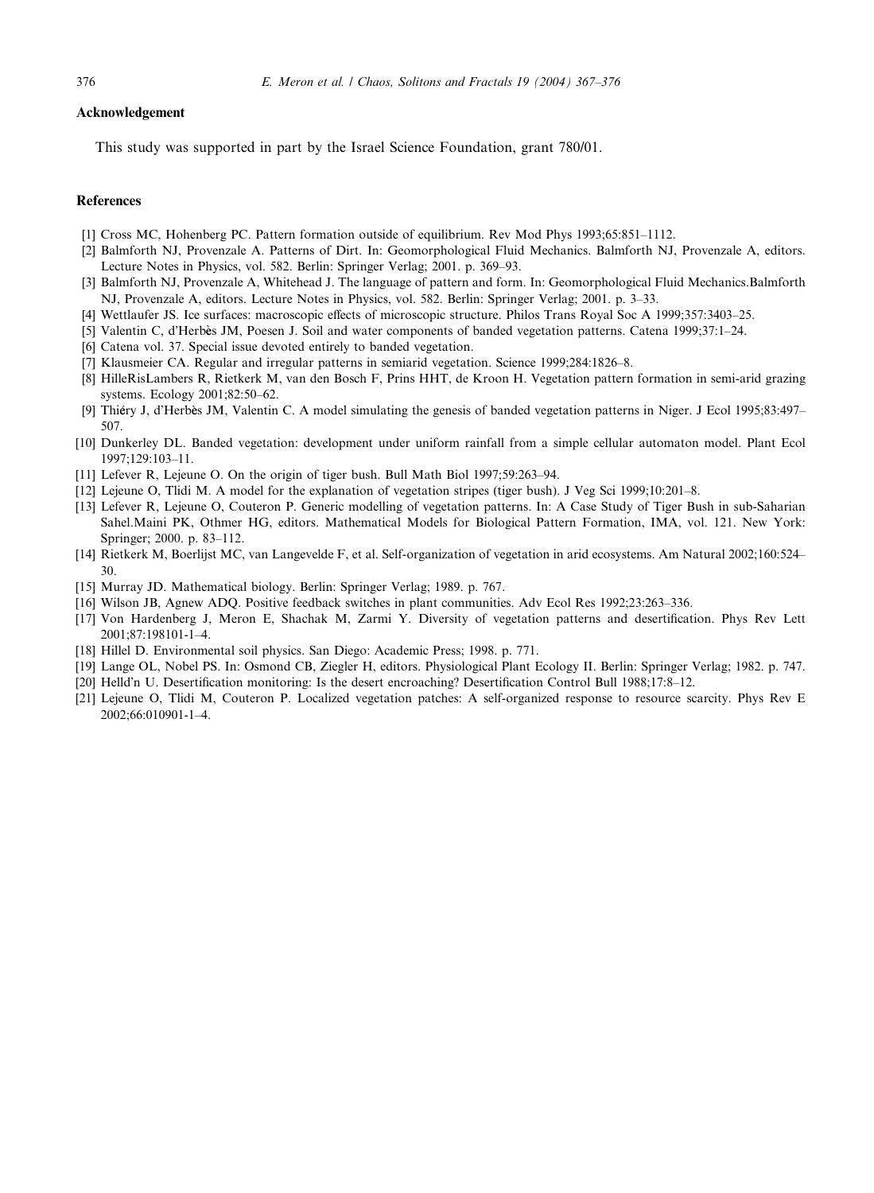## Acknowledgement

This study was supported in part by the Israel Science Foundation, grant 780/01.

## References

[1] Cross MC, Hohenberg PC. Pattern formation outside of equilibrium. Rev Mod Phys 1993;65:851–1112.

[2] Balmforth NJ, Provenzale A. Patterns of Dirt. In: Geomorphological Fluid Mechanics. Balmforth NJ, Provenzale A, editors. Lecture Notes in Physics, vol. 582. Berlin: Springer Verlag; 2001. p. 369–93.

[3] Balmforth NJ, Provenzale A, Whitehead J. The language of pattern and form. In: Geomorphological Fluid Mechanics.Balmforth NJ, Provenzale A, editors. Lecture Notes in Physics, vol. 582. Berlin: Springer Verlag; 2001. p. 3–33.

[4] Wettlaufer JS. Ice surfaces: macroscopic effects of microscopic structure. Philos Trans Royal Soc A 1999;357:3403–25.

[5] Valentin C, d'Herbès JM, Poesen J. Soil and water components of banded vegetation patterns. Catena 1999;37:1–24.

[6] Catena vol. 37. Special issue devoted entirely to banded vegetation.

[7] Klausmeier CA. Regular and irregular patterns in semiarid vegetation. Science 1999;284:1826–8.

[8] HilleRisLambers R, Rietkerk M, van den Bosch F, Prins HHT, de Kroon H. Vegetation pattern formation in semi-arid grazing systems. Ecology 2001;82:50–62.

[9] Thiéry J, d'Herbès JM, Valentin C. A model simulating the genesis of banded vegetation patterns in Niger. J Ecol 1995;83:497–507.

[10] Dunkerley DL. Banded vegetation: development under uniform rainfall from a simple cellular automaton model. Plant Ecol 1997;129:103–11.

[11] Lefever R, Lejeune O. On the origin of tiger bush. Bull Math Biol 1997;59:263–94.

[12] Lejeune O, Tlidi M. A model for the explanation of vegetation stripes (tiger bush). J Veg Sci 1999;10:201–8.

[13] Lefever R, Lejeune O, Couteron P. Generic modelling of vegetation patterns. In: A Case Study of Tiger Bush in sub-Saharian Sahel.Maini PK, Othmer HG, editors. Mathematical Models for Biological Pattern Formation, IMA, vol. 121. New York: Springer; 2000. p. 83–112.

[14] Rietkerk M, Boerlijst MC, van Langevelde F, et al. Self-organization of vegetation in arid ecosystems. Am Natural 2002;160:524–30.

[15] Murray JD. Mathematical biology. Berlin: Springer Verlag; 1989. p. 767.

[16] Wilson JB, Agnew ADQ. Positive feedback switches in plant communities. Adv Ecol Res 1992;23:263–336.

[17] Von Hardenberg J, Meron E, Shachak M, Zarmi Y. Diversity of vegetation patterns and desertification. Phys Rev Lett 2001;87:198101-1–4.

[18] Hillel D. Environmental soil physics. San Diego: Academic Press; 1998. p. 771.

[19] Lange OL, Nobel PS. In: Osmond CB, Ziegler H, editors. Physiological Plant Ecology II. Berlin: Springer Verlag; 1982. p. 747.

[20] Helld'n U. Desertification monitoring: Is the desert encroaching? Desertification Control Bull 1988;17:8–12.

[21] Lejeune O, Tlidi M, Couteron P. Localized vegetation patches: A self-organized response to resource scarcity. Phys Rev E 2002;66:010901-1–4.